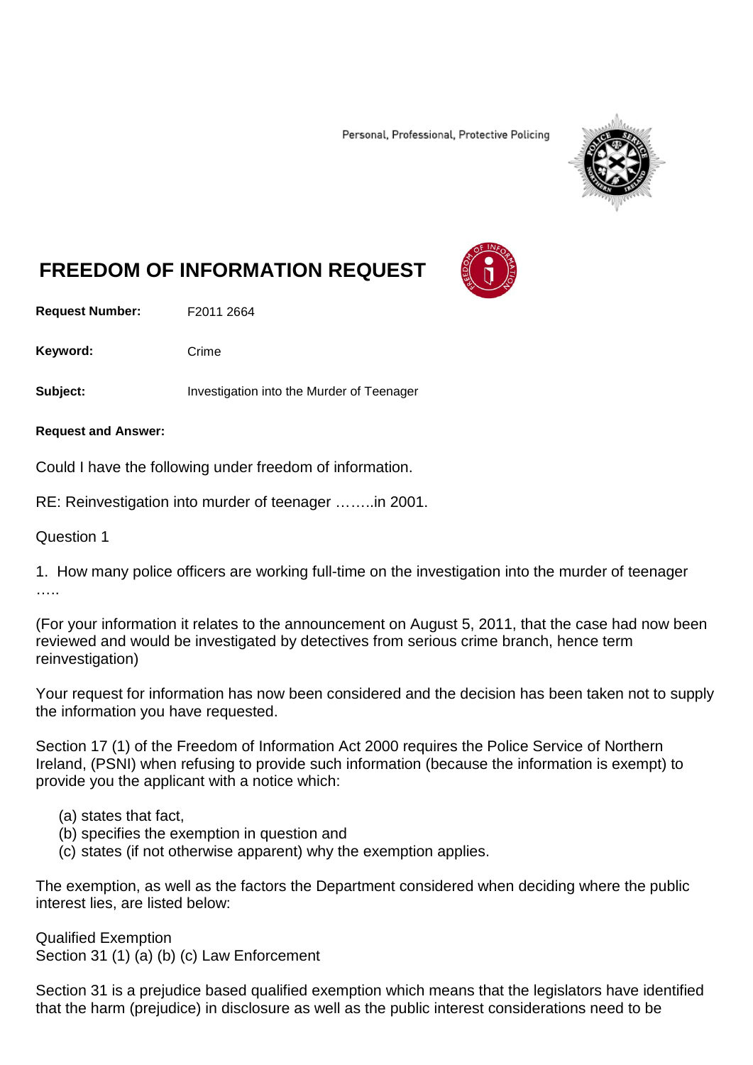Personal, Professional, Protective Policing

# FREEDOM OF INFORMATION REQUEST

**Request Number:** F2011 2664

**Keyword:** Crime

**Subject:** Investigation into the Murder of Teenager

**Request and Answer:**

Could I have the following under freedom of information.

RE: Reinvestigation into murder of teenager ……..in 2001.

Question 1

1. How many police officers are working full-time on the investigation into the murder of teenager …..

(For your information it relates to the announcement on August 5, 2011, that the case had now been reviewed and would be investigated by detectives from serious crime branch, hence term reinvestigation)

Your request for information has now been considered and the decision has been taken not to supply the information you have requested.

Section 17 (1) of the Freedom of Information Act 2000 requires the Police Service of Northern Ireland, (PSNI) when refusing to provide such information (because the information is exempt) to provide you the applicant with a notice which:

- (a) states that fact,
- (b) specifies the exemption in question and
- (c) states (if not otherwise apparent) why the exemption applies.

The exemption, as well as the factors the Department considered when deciding where the public interest lies, are listed below:

Qualified Exemption
Section 31 (1) (a) (b) (c) Law Enforcement

Section 31 is a prejudice based qualified exemption which means that the legislators have identified that the harm (prejudice) in disclosure as well as the public interest considerations need to be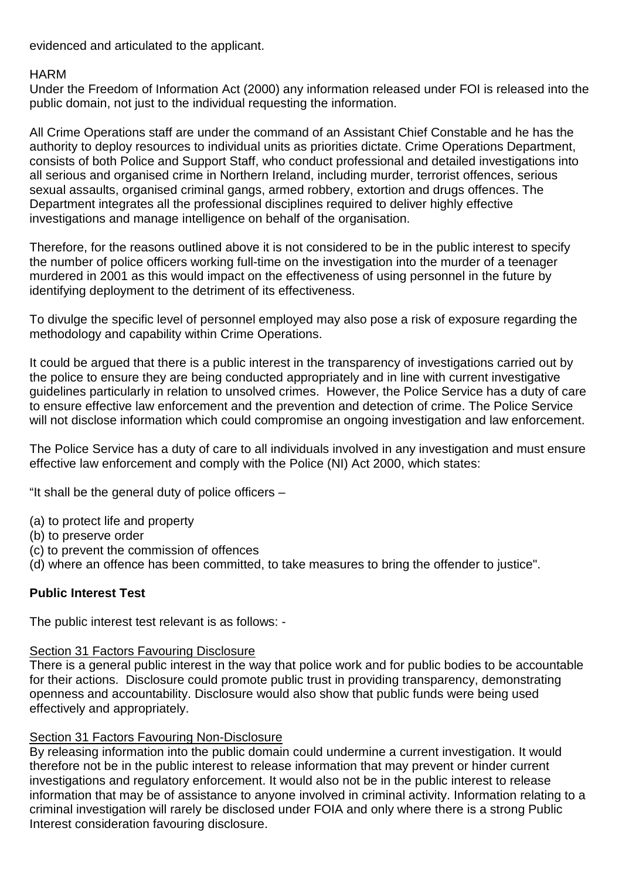evidenced and articulated to the applicant.

HARM

Under the Freedom of Information Act (2000) any information released under FOI is released into the public domain, not just to the individual requesting the information.

All Crime Operations staff are under the command of an Assistant Chief Constable and he has the authority to deploy resources to individual units as priorities dictate. Crime Operations Department, consists of both Police and Support Staff, who conduct professional and detailed investigations into all serious and organised crime in Northern Ireland, including murder, terrorist offences, serious sexual assaults, organised criminal gangs, armed robbery, extortion and drugs offences. The Department integrates all the professional disciplines required to deliver highly effective investigations and manage intelligence on behalf of the organisation.

Therefore, for the reasons outlined above it is not considered to be in the public interest to specify the number of police officers working full-time on the investigation into the murder of a teenager murdered in 2001 as this would impact on the effectiveness of using personnel in the future by identifying deployment to the detriment of its effectiveness.

To divulge the specific level of personnel employed may also pose a risk of exposure regarding the methodology and capability within Crime Operations.

It could be argued that there is a public interest in the transparency of investigations carried out by the police to ensure they are being conducted appropriately and in line with current investigative guidelines particularly in relation to unsolved crimes. However, the Police Service has a duty of care to ensure effective law enforcement and the prevention and detection of crime. The Police Service will not disclose information which could compromise an ongoing investigation and law enforcement.

The Police Service has a duty of care to all individuals involved in any investigation and must ensure effective law enforcement and comply with the Police (NI) Act 2000, which states:

"It shall be the general duty of police officers –

(a) to protect life and property
(b) to preserve order
(c) to prevent the commission of offences
(d) where an offence has been committed, to take measures to bring the offender to justice".

**Public Interest Test**

The public interest test relevant is as follows: -

Section 31 Factors Favouring Disclosure

There is a general public interest in the way that police work and for public bodies to be accountable for their actions. Disclosure could promote public trust in providing transparency, demonstrating openness and accountability. Disclosure would also show that public funds were being used effectively and appropriately.

Section 31 Factors Favouring Non-Disclosure

By releasing information into the public domain could undermine a current investigation. It would therefore not be in the public interest to release information that may prevent or hinder current investigations and regulatory enforcement. It would also not be in the public interest to release information that may be of assistance to anyone involved in criminal activity. Information relating to a criminal investigation will rarely be disclosed under FOIA and only where there is a strong Public Interest consideration favouring disclosure.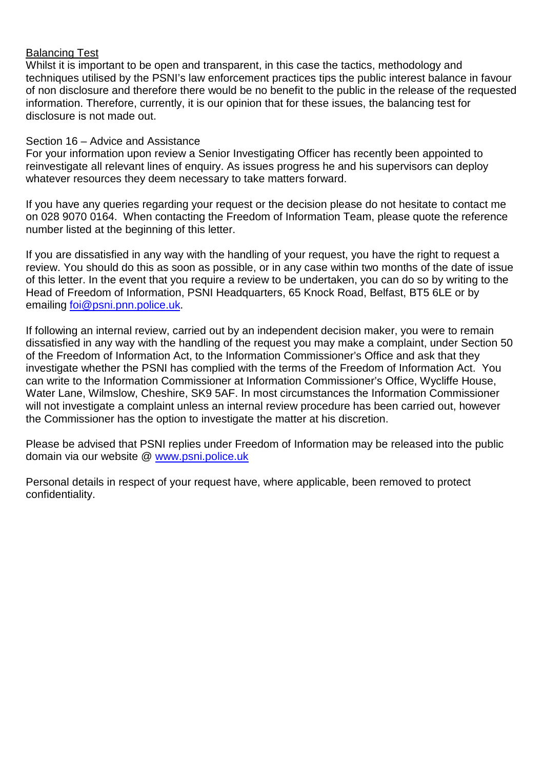<u>Balancing Test</u>

Whilst it is important to be open and transparent, in this case the tactics, methodology and techniques utilised by the PSNI's law enforcement practices tips the public interest balance in favour of non disclosure and therefore there would be no benefit to the public in the release of the requested information. Therefore, currently, it is our opinion that for these issues, the balancing test for disclosure is not made out.

Section 16 – Advice and Assistance

For your information upon review a Senior Investigating Officer has recently been appointed to reinvestigate all relevant lines of enquiry. As issues progress he and his supervisors can deploy whatever resources they deem necessary to take matters forward.

If you have any queries regarding your request or the decision please do not hesitate to contact me on 028 9070 0164. When contacting the Freedom of Information Team, please quote the reference number listed at the beginning of this letter.

If you are dissatisfied in any way with the handling of your request, you have the right to request a review. You should do this as soon as possible, or in any case within two months of the date of issue of this letter. In the event that you require a review to be undertaken, you can do so by writing to the Head of Freedom of Information, PSNI Headquarters, 65 Knock Road, Belfast, BT5 6LE or by emailing [foi@psni.pnn.police.uk](mailto:foi@psni.pnn.police.uk).

If following an internal review, carried out by an independent decision maker, you were to remain dissatisfied in any way with the handling of the request you may make a complaint, under Section 50 of the Freedom of Information Act, to the Information Commissioner's Office and ask that they investigate whether the PSNI has complied with the terms of the Freedom of Information Act. You can write to the Information Commissioner at Information Commissioner's Office, Wycliffe House, Water Lane, Wilmslow, Cheshire, SK9 5AF. In most circumstances the Information Commissioner will not investigate a complaint unless an internal review procedure has been carried out, however the Commissioner has the option to investigate the matter at his discretion.

Please be advised that PSNI replies under Freedom of Information may be released into the public domain via our website @ [www.psni.police.uk](http://www.psni.police.uk)

Personal details in respect of your request have, where applicable, been removed to protect confidentiality.